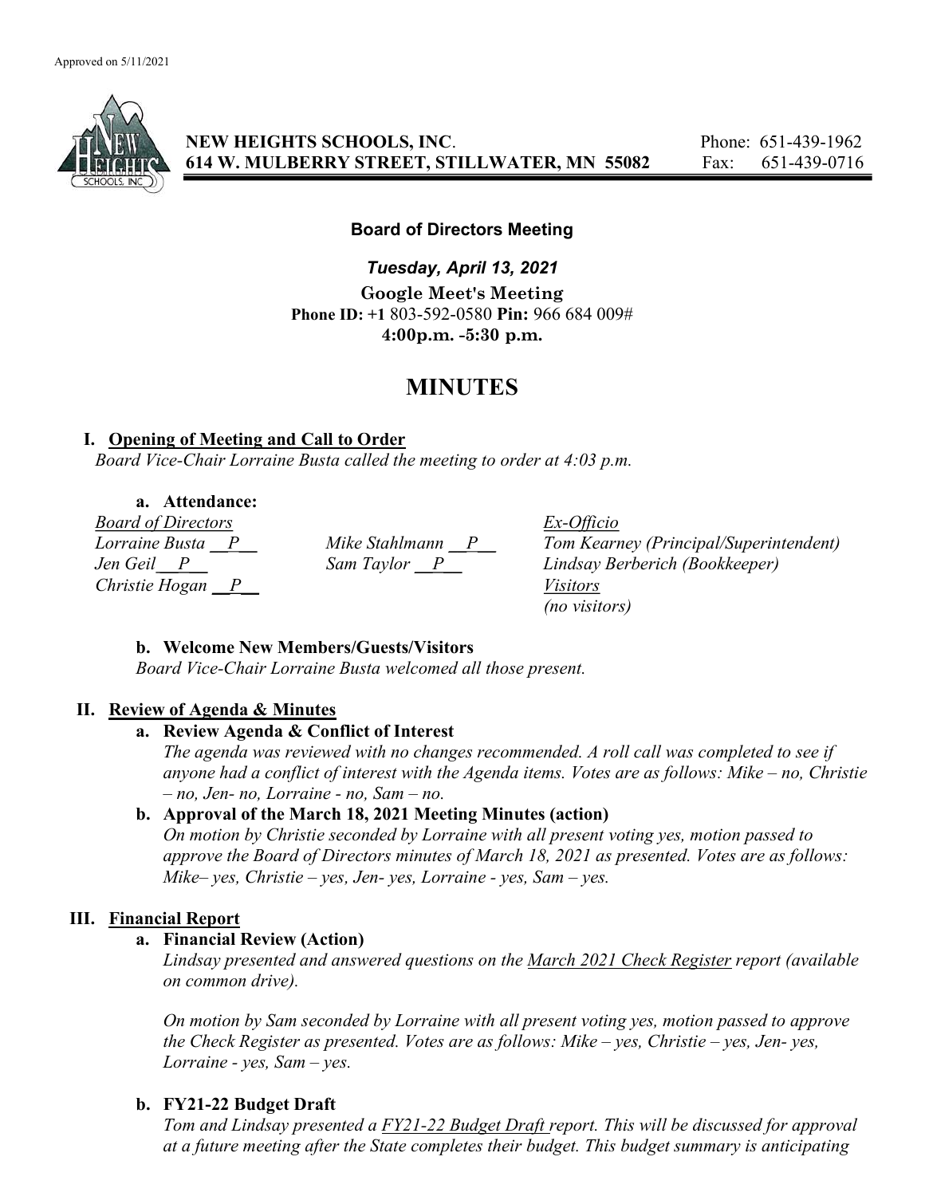Approved on 5/11/2021

**NEW HEIGHTS SCHOOLS, INC.** Phone: 651-439-1962
**614 W. MULBERRY STREET, STILLWATER, MN 55082** Fax: 651-439-0716

**Board of Directors Meeting**

***Tuesday, April 13, 2021***

**Google Meet's Meeting**
**Phone ID: +1** 803-592-0580 **Pin:** 966 684 009#
**4:00p.m. -5:30 p.m.**

# MINUTES

## I. Opening of Meeting and Call to Order

*Board Vice-Chair Lorraine Busta called the meeting to order at 4:03 p.m.*

### a. Attendance:

| *Board of Directors* | | *Ex-Officio* |
|---|---|---|
| *Lorraine Busta \_\_P\_\_* | *Mike Stahlmann \_\_P\_\_* | *Tom Kearney (Principal/Superintendent)* |
| *Jen Geil \_\_P\_\_* | *Sam Taylor \_\_P\_\_* | *Lindsay Berberich (Bookkeeper)* |
| *Christie Hogan \_\_P\_\_* | | *Visitors* |
| | | *(no visitors)* |

### b. Welcome New Members/Guests/Visitors

*Board Vice-Chair Lorraine Busta welcomed all those present.*

## II. Review of Agenda & Minutes

### a. Review Agenda & Conflict of Interest

*The agenda was reviewed with no changes recommended. A roll call was completed to see if anyone had a conflict of interest with the Agenda items. Votes are as follows: Mike – no, Christie – no, Jen- no, Lorraine - no, Sam – no.*

### b. Approval of the March 18, 2021 Meeting Minutes (action)

*On motion by Christie seconded by Lorraine with all present voting yes, motion passed to approve the Board of Directors minutes of March 18, 2021 as presented. Votes are as follows: Mike– yes, Christie – yes, Jen- yes, Lorraine - yes, Sam – yes.*

## III. Financial Report

### a. Financial Review (Action)

*Lindsay presented and answered questions on the March 2021 Check Register report (available on common drive).*

*On motion by Sam seconded by Lorraine with all present voting yes, motion passed to approve the Check Register as presented. Votes are as follows: Mike – yes, Christie – yes, Jen- yes, Lorraine - yes, Sam – yes.*

### b. FY21-22 Budget Draft

*Tom and Lindsay presented a FY21-22 Budget Draft report. This will be discussed for approval at a future meeting after the State completes their budget. This budget summary is anticipating*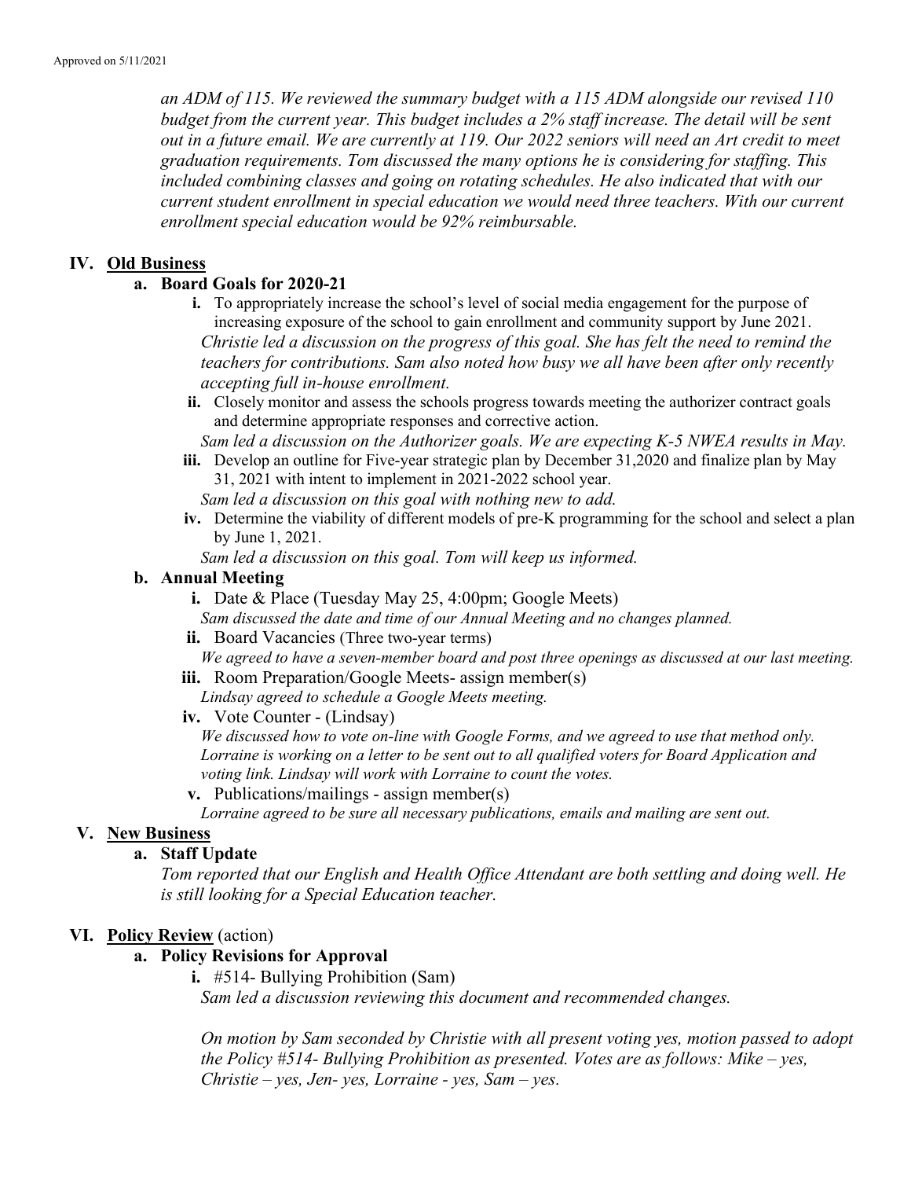*an ADM of 115. We reviewed the summary budget with a 115 ADM alongside our revised 110 budget from the current year. This budget includes a 2% staff increase. The detail will be sent out in a future email. We are currently at 119. Our 2022 seniors will need an Art credit to meet graduation requirements. Tom discussed the many options he is considering for staffing. This included combining classes and going on rotating schedules. He also indicated that with our current student enrollment in special education we would need three teachers. With our current enrollment special education would be 92% reimbursable.*

## IV. Old Business

### a. Board Goals for 2020-21

**i.** To appropriately increase the school's level of social media engagement for the purpose of increasing exposure of the school to gain enrollment and community support by June 2021.
*Christie led a discussion on the progress of this goal. She has felt the need to remind the teachers for contributions. Sam also noted how busy we all have been after only recently accepting full in-house enrollment.*

**ii.** Closely monitor and assess the schools progress towards meeting the authorizer contract goals and determine appropriate responses and corrective action.
*Sam led a discussion on the Authorizer goals. We are expecting K-5 NWEA results in May.*

**iii.** Develop an outline for Five-year strategic plan by December 31,2020 and finalize plan by May 31, 2021 with intent to implement in 2021-2022 school year.
*Sam led a discussion on this goal with nothing new to add.*

**iv.** Determine the viability of different models of pre-K programming for the school and select a plan by June 1, 2021.
*Sam led a discussion on this goal. Tom will keep us informed.*

### b. Annual Meeting

**i.** Date & Place (Tuesday May 25, 4:00pm; Google Meets)
*Sam discussed the date and time of our Annual Meeting and no changes planned.*

**ii.** Board Vacancies (Three two-year terms)
*We agreed to have a seven-member board and post three openings as discussed at our last meeting.*

**iii.** Room Preparation/Google Meets- assign member(s)
*Lindsay agreed to schedule a Google Meets meeting.*

**iv.** Vote Counter - (Lindsay)
*We discussed how to vote on-line with Google Forms, and we agreed to use that method only. Lorraine is working on a letter to be sent out to all qualified voters for Board Application and voting link. Lindsay will work with Lorraine to count the votes.*

**v.** Publications/mailings - assign member(s)
*Lorraine agreed to be sure all necessary publications, emails and mailing are sent out.*

## V. New Business

### a. Staff Update

*Tom reported that our English and Health Office Attendant are both settling and doing well. He is still looking for a Special Education teacher.*

## VI. Policy Review (action)

### a. Policy Revisions for Approval

**i.** #514- Bullying Prohibition (Sam)
*Sam led a discussion reviewing this document and recommended changes.*

*On motion by Sam seconded by Christie with all present voting yes, motion passed to adopt the Policy #514- Bullying Prohibition as presented. Votes are as follows: Mike – yes, Christie – yes, Jen- yes, Lorraine - yes, Sam – yes.*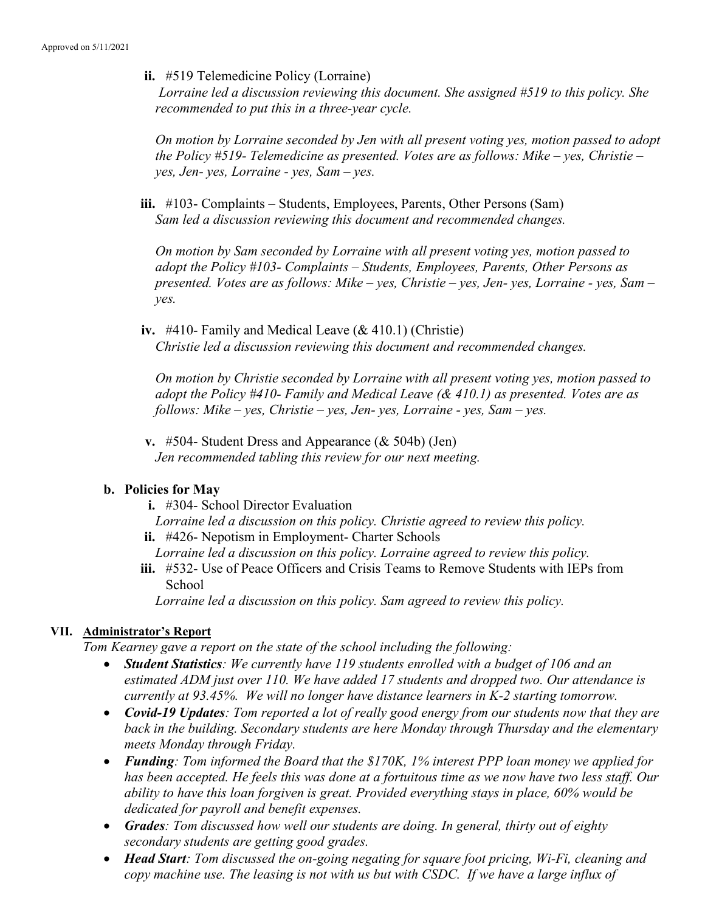Approved on 5/11/2021

**ii.** #519 Telemedicine Policy (Lorraine)
*Lorraine led a discussion reviewing this document. She assigned #519 to this policy. She recommended to put this in a three-year cycle.*

*On motion by Lorraine seconded by Jen with all present voting yes, motion passed to adopt the Policy #519- Telemedicine as presented. Votes are as follows: Mike – yes, Christie – yes, Jen- yes, Lorraine - yes, Sam – yes.*

**iii.** #103- Complaints – Students, Employees, Parents, Other Persons (Sam)
*Sam led a discussion reviewing this document and recommended changes.*

*On motion by Sam seconded by Lorraine with all present voting yes, motion passed to adopt the Policy #103- Complaints – Students, Employees, Parents, Other Persons as presented. Votes are as follows: Mike – yes, Christie – yes, Jen- yes, Lorraine - yes, Sam – yes.*

**iv.** #410- Family and Medical Leave (& 410.1) (Christie)
*Christie led a discussion reviewing this document and recommended changes.*

*On motion by Christie seconded by Lorraine with all present voting yes, motion passed to adopt the Policy #410- Family and Medical Leave (& 410.1) as presented. Votes are as follows: Mike – yes, Christie – yes, Jen- yes, Lorraine - yes, Sam – yes.*

**v.** #504- Student Dress and Appearance (& 504b) (Jen)
*Jen recommended tabling this review for our next meeting.*

**b. Policies for May**

**i.** #304- School Director Evaluation
*Lorraine led a discussion on this policy. Christie agreed to review this policy.*

**ii.** #426- Nepotism in Employment- Charter Schools
*Lorraine led a discussion on this policy. Lorraine agreed to review this policy.*

**iii.** #532- Use of Peace Officers and Crisis Teams to Remove Students with IEPs from School
*Lorraine led a discussion on this policy. Sam agreed to review this policy.*

## VII. Administrator's Report

*Tom Kearney gave a report on the state of the school including the following:*

- ***Student Statistics****: We currently have 119 students enrolled with a budget of 106 and an estimated ADM just over 110. We have added 17 students and dropped two. Our attendance is currently at 93.45%. We will no longer have distance learners in K-2 starting tomorrow.*
- ***Covid-19 Updates****: Tom reported a lot of really good energy from our students now that they are back in the building. Secondary students are here Monday through Thursday and the elementary meets Monday through Friday.*
- ***Funding****: Tom informed the Board that the $170K, 1% interest PPP loan money we applied for has been accepted. He feels this was done at a fortuitous time as we now have two less staff. Our ability to have this loan forgiven is great. Provided everything stays in place, 60% would be dedicated for payroll and benefit expenses.*
- ***Grades****: Tom discussed how well our students are doing. In general, thirty out of eighty secondary students are getting good grades.*
- ***Head Start****: Tom discussed the on-going negating for square foot pricing, Wi-Fi, cleaning and copy machine use. The leasing is not with us but with CSDC. If we have a large influx of*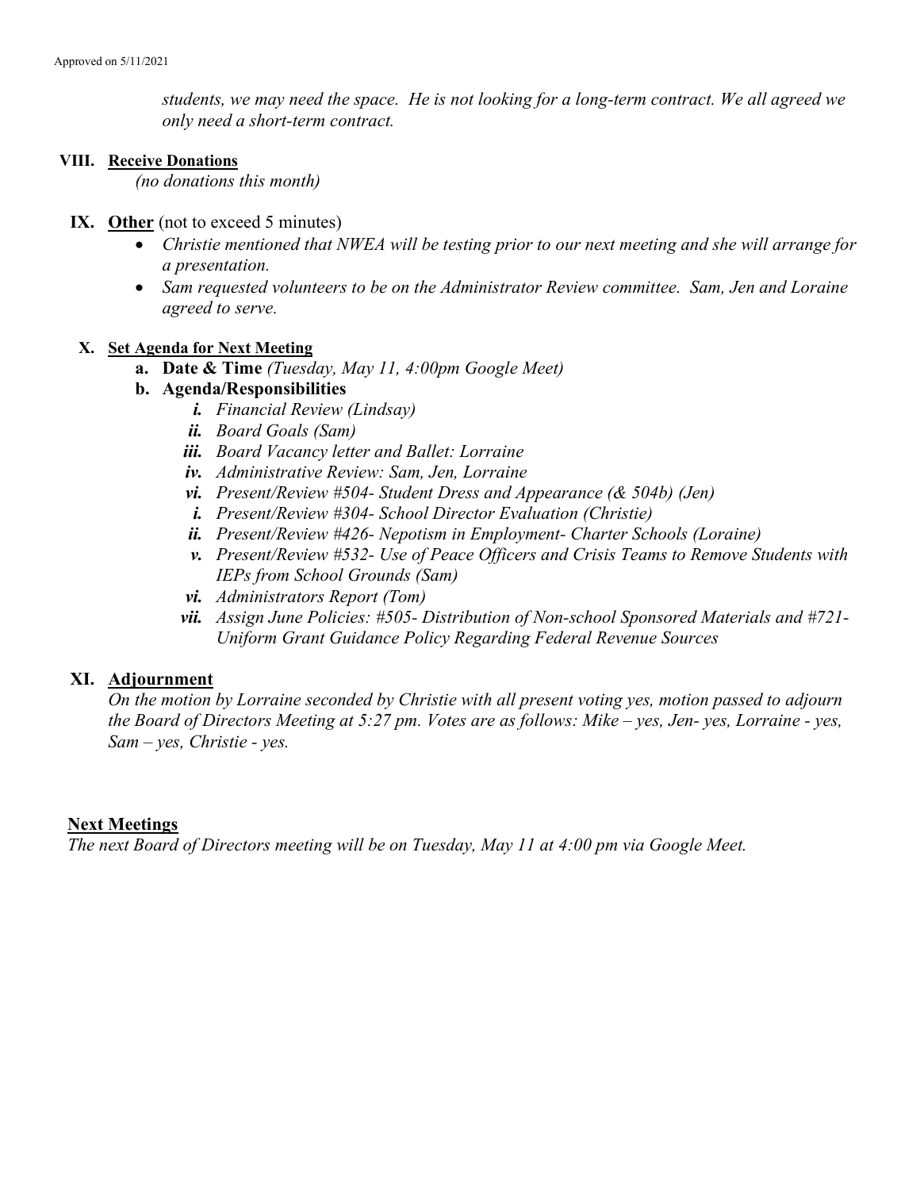*students, we may need the space. He is not looking for a long-term contract. We all agreed we only need a short-term contract.*

## VIII. Receive Donations

*(no donations this month)*

## IX. Other (not to exceed 5 minutes)

- *Christie mentioned that NWEA will be testing prior to our next meeting and she will arrange for a presentation.*
- *Sam requested volunteers to be on the Administrator Review committee. Sam, Jen and Loraine agreed to serve.*

## X. Set Agenda for Next Meeting

**a. Date & Time** *(Tuesday, May 11, 4:00pm Google Meet)*

**b. Agenda/Responsibilities**

- ***i.*** *Financial Review (Lindsay)*
- ***ii.*** *Board Goals (Sam)*
- ***iii.*** *Board Vacancy letter and Ballet: Lorraine*
- ***iv.*** *Administrative Review: Sam, Jen, Loraine*
- ***vi.*** *Present/Review #504- Student Dress and Appearance (& 504b) (Jen)*
- ***i.*** *Present/Review #304- School Director Evaluation (Christie)*
- ***ii.*** *Present/Review #426- Nepotism in Employment- Charter Schools (Loraine)*
- ***v.*** *Present/Review #532- Use of Peace Officers and Crisis Teams to Remove Students with IEPs from School Grounds (Sam)*
- ***vi.*** *Administrators Report (Tom)*
- ***vii.*** *Assign June Policies: #505- Distribution of Non-school Sponsored Materials and #721- Uniform Grant Guidance Policy Regarding Federal Revenue Sources*

## XI. Adjournment

*On the motion by Lorraine seconded by Christie with all present voting yes, motion passed to adjourn the Board of Directors Meeting at 5:27 pm. Votes are as follows: Mike – yes, Jen- yes, Lorraine - yes, Sam – yes, Christie - yes.*

## Next Meetings

*The next Board of Directors meeting will be on Tuesday, May 11 at 4:00 pm via Google Meet.*